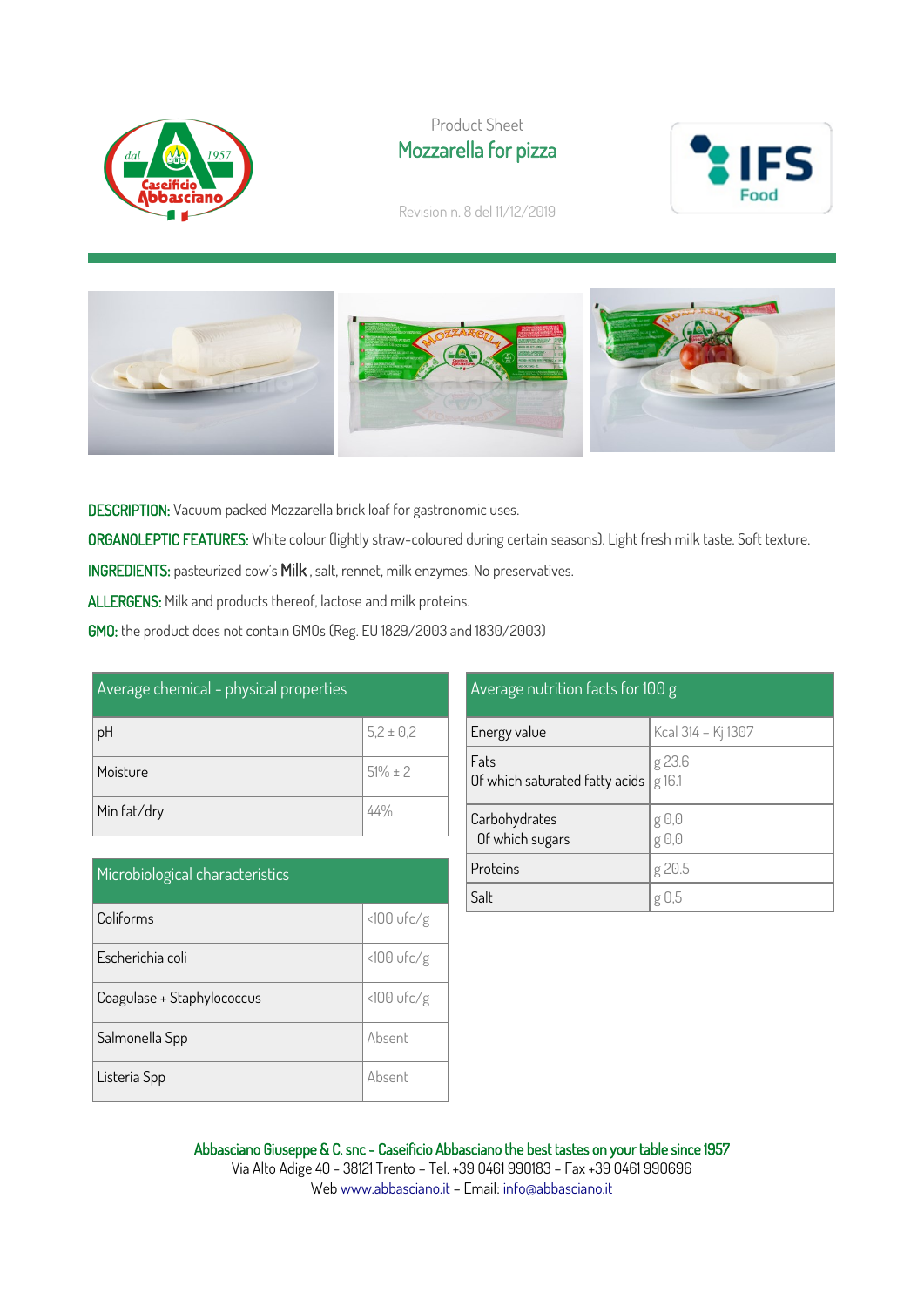Product Sheet

# Mozzarella for pizza

Revision n. 8 del 11/12/2019

**DESCRIPTION:** Vacuum packed Mozzarella brick loaf for gastronomic uses.

**ORGANOLEPTIC FEATURES:** White colour (lightly straw-coloured during certain seasons). Light fresh milk taste. Soft texture.

**INGREDIENTS:** pasteurized cow's **Milk** , salt, rennet, milk enzymes. No preservatives.

**ALLERGENS:** Milk and products thereof, lactose and milk proteins.

**GMO:** the product does not contain GMOs (Reg. EU 1829/2003 and 1830/2003)

| Average chemical - physical properties | |
|---|---|
| pH | 5,2 ± 0,2 |
| Moisture | 51% ± 2 |
| Min fat/dry | 44% |

| Microbiological characteristics | |
|---|---|
| Coliforms | <100 ufc/g |
| Escherichia coli | <100 ufc/g |
| Coagulase + Staphylococcus | <100 ufc/g |
| Salmonella Spp | Absent |
| Listeria Spp | Absent |

| Average nutrition facts for 100 g | |
|---|---|
| Energy value | Kcal 314 - Kj 1307 |
| Fats<br>Of which saturated fatty acids | g 23.6<br>g 16.1 |
| Carbohydrates<br>Of which sugars | g 0,0<br>g 0,0 |
| Proteins | g 20.5 |
| Salt | g 0,5 |

**Abbasciano Giuseppe & C. snc - Caseificio Abbasciano the best tastes on your table since 1957**
Via Alto Adige 40 - 38121 Trento - Tel. +39 0461 990183 - Fax +39 0461 990696
Web www.abbasciano.it - Email: info@abbasciano.it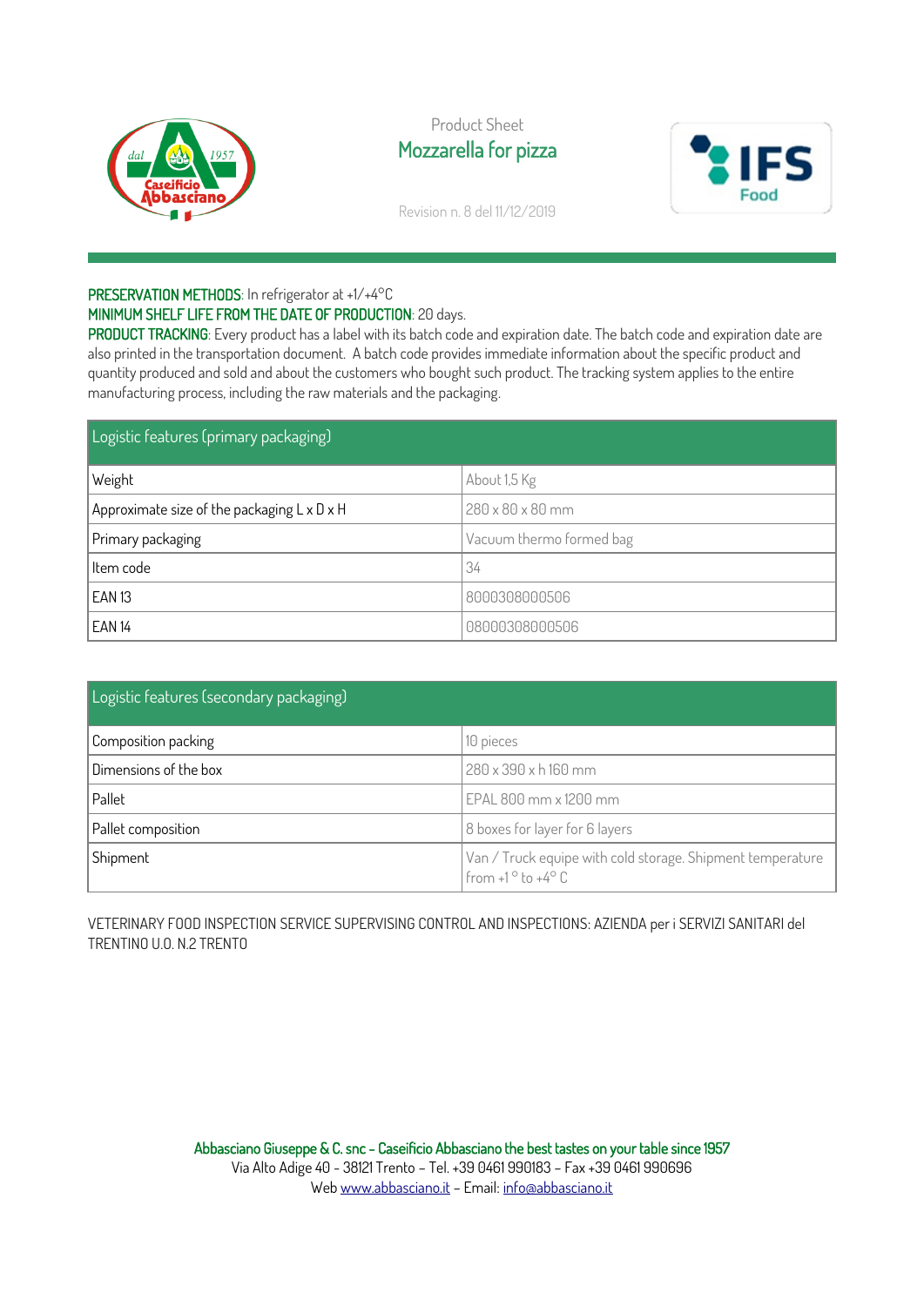Product Sheet

# Mozzarella for pizza

Revision n. 8 del 11/12/2019

**PRESERVATION METHODS**: In refrigerator at +1/+4°C
**MINIMUM SHELF LIFE FROM THE DATE OF PRODUCTION**: 20 days.
**PRODUCT TRACKING**: Every product has a label with its batch code and expiration date. The batch code and expiration date are also printed in the transportation document. A batch code provides immediate information about the specific product and quantity produced and sold and about the customers who bought such product. The tracking system applies to the entire manufacturing process, including the raw materials and the packaging.

| Logistic features (primary packaging) | |
|---|---|
| Weight | About 1,5 Kg |
| Approximate size of the packaging L x D x H | 280 x 80 x 80 mm |
| Primary packaging | Vacuum thermo formed bag |
| Item code | 34 |
| EAN 13 | 8000308000506 |
| EAN 14 | 08000308000506 |

| Logistic features (secondary packaging) | |
|---|---|
| Composition packing | 10 pieces |
| Dimensions of the box | 280 x 390 x h 160 mm |
| Pallet | EPAL 800 mm x 1200 mm |
| Pallet composition | 8 boxes for layer for 6 layers |
| Shipment | Van / Truck equipe with cold storage. Shipment temperature from +1 ° to +4° C |

VETERINARY FOOD INSPECTION SERVICE SUPERVISING CONTROL AND INSPECTIONS: AZIENDA per i SERVIZI SANITARI del TRENTINO U.O. N.2 TRENTO

**Abbasciano Giuseppe & C. snc – Caseificio Abbasciano the best tastes on your table since 1957**
Via Alto Adige 40 - 38121 Trento – Tel. +39 0461 990183 – Fax +39 0461 990696
Web www.abbasciano.it – Email: info@abbasciano.it